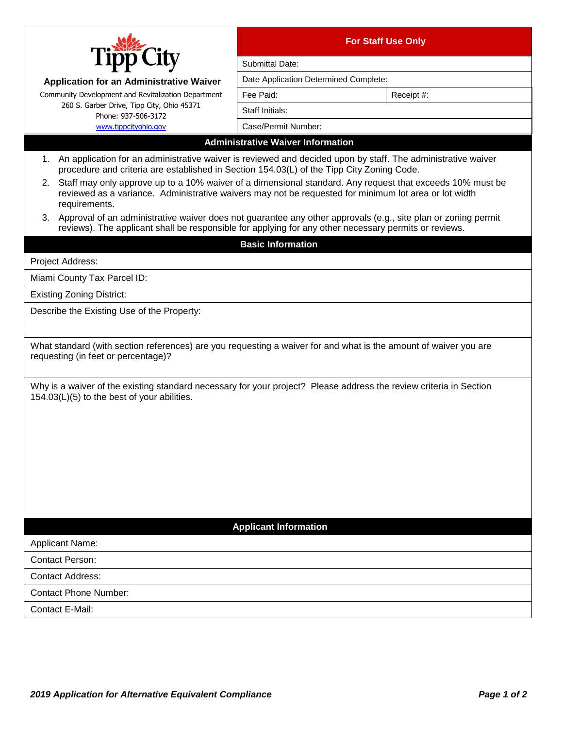# Tipp City

**Application for an Administrative Waiver**

Community Development and Revitalization Department
260 S. Garber Drive, Tipp City, Ohio 45371
Phone: 937-506-3172
www.tippcityohio.gov

| For Staff Use Only | |
|---|---|
| Submittal Date: | |
| Date Application Determined Complete: | |
| Fee Paid: | Receipt #: |
| Staff Initials: | |
| Case/Permit Number: | |

## Administrative Waiver Information

1. An application for an administrative waiver is reviewed and decided upon by staff. The administrative waiver procedure and criteria are established in Section 154.03(L) of the Tipp City Zoning Code.
2. Staff may only approve up to a 10% waiver of a dimensional standard. Any request that exceeds 10% must be reviewed as a variance. Administrative waivers may not be requested for minimum lot area or lot width requirements.
3. Approval of an administrative waiver does not guarantee any other approvals (e.g., site plan or zoning permit reviews). The applicant shall be responsible for applying for any other necessary permits or reviews.

## Basic Information

Project Address:

Miami County Tax Parcel ID:

Existing Zoning District:

Describe the Existing Use of the Property:

What standard (with section references) are you requesting a waiver for and what is the amount of waiver you are requesting (in feet or percentage)?

Why is a waiver of the existing standard necessary for your project? Please address the review criteria in Section 154.03(L)(5) to the best of your abilities.

## Applicant Information

Applicant Name:

Contact Person:

Contact Address:

Contact Phone Number:

Contact E-Mail: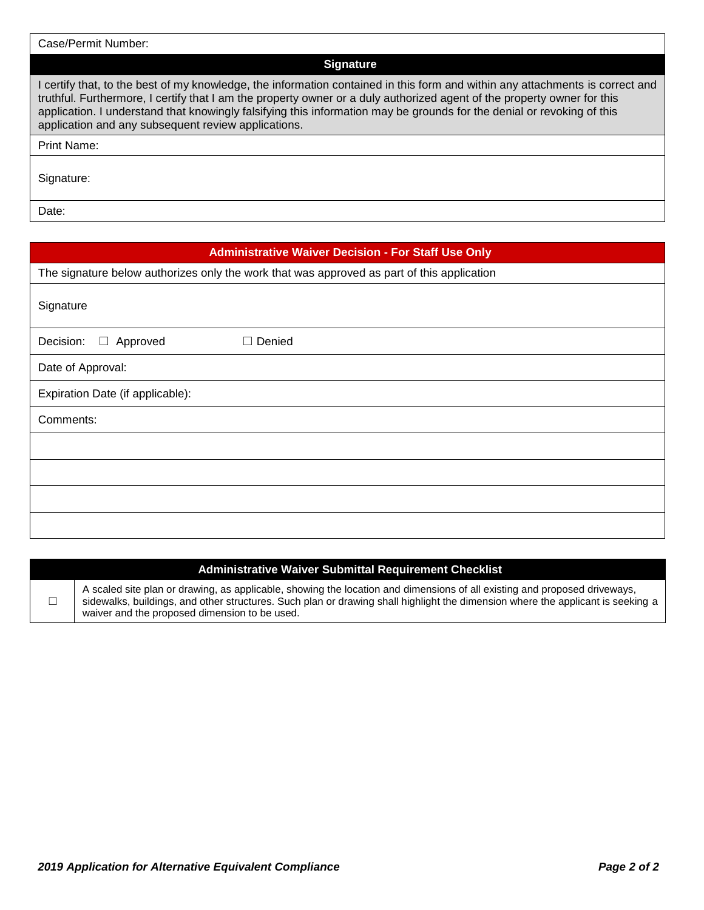Case/Permit Number:

## Signature

I certify that, to the best of my knowledge, the information contained in this form and within any attachments is correct and truthful. Furthermore, I certify that I am the property owner or a duly authorized agent of the property owner for this application. I understand that knowingly falsifying this information may be grounds for the denial or revoking of this application and any subsequent review applications.

Print Name:

Signature:

Date:

## Administrative Waiver Decision - For Staff Use Only

The signature below authorizes only the work that was approved as part of this application

Signature

Decision: ☐ Approved ☐ Denied

Date of Approval:

Expiration Date (if applicable):

Comments:

## Administrative Waiver Submittal Requirement Checklist

| | |
|---|---|
| ☐ | A scaled site plan or drawing, as applicable, showing the location and dimensions of all existing and proposed driveways, sidewalks, buildings, and other structures. Such plan or drawing shall highlight the dimension where the applicant is seeking a waiver and the proposed dimension to be used. |